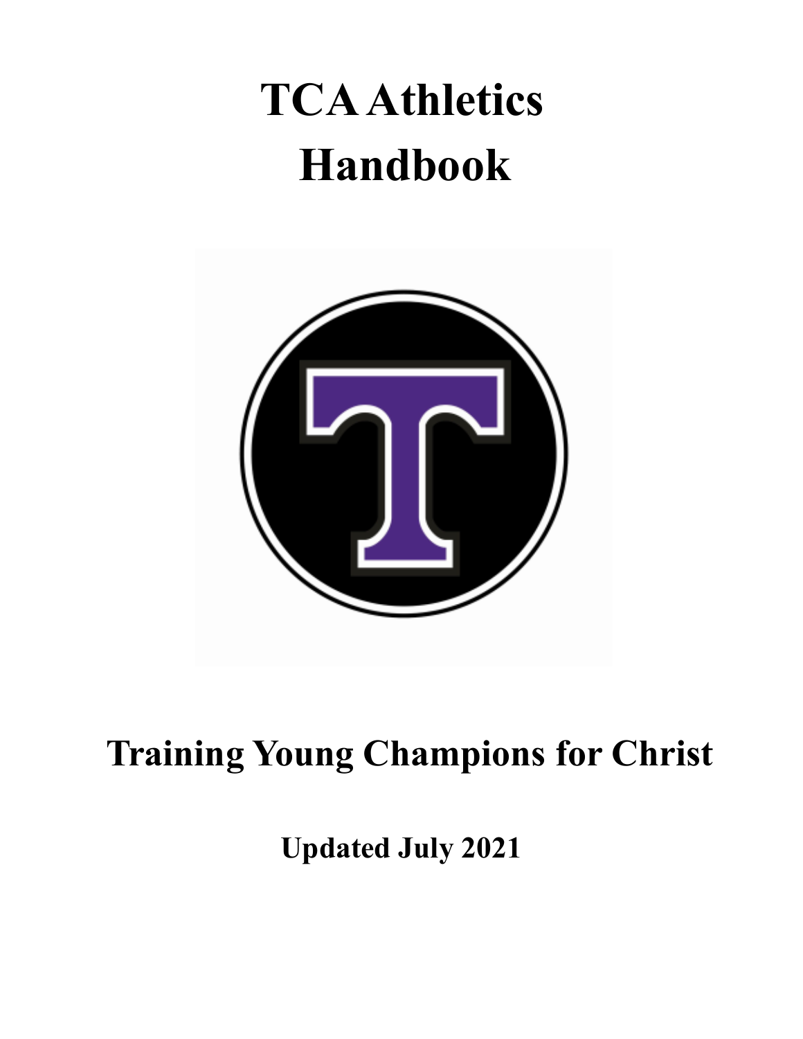# TCA Athletics Handbook

## Training Young Champions for Christ

**Updated July 2021**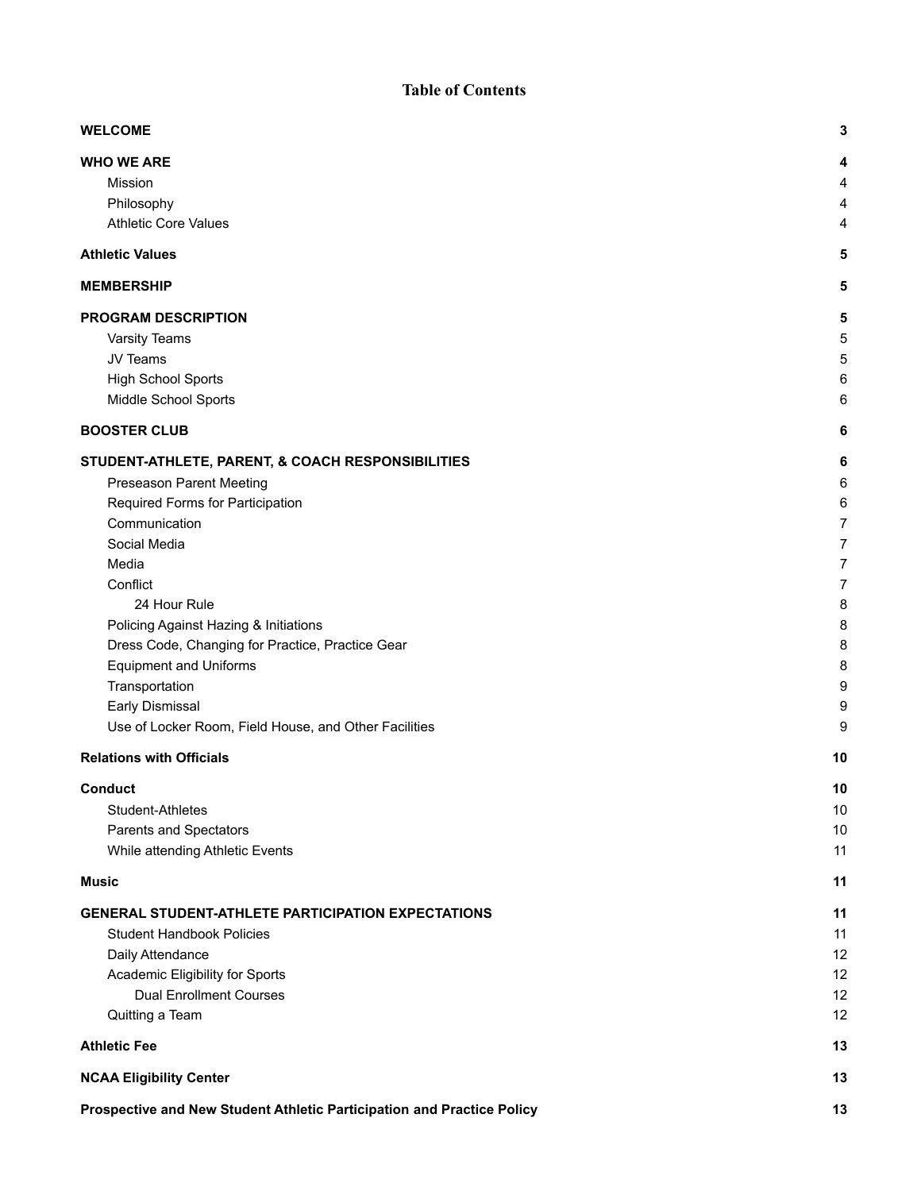# Table of Contents

| | |
|---|---|
| **WELCOME** | **3** |
| **WHO WE ARE** | **4** |
| Mission | 4 |
| Philosophy | 4 |
| Athletic Core Values | 4 |
| **Athletic Values** | **5** |
| **MEMBERSHIP** | **5** |
| **PROGRAM DESCRIPTION** | **5** |
| Varsity Teams | 5 |
| JV Teams | 5 |
| High School Sports | 6 |
| Middle School Sports | 6 |
| **BOOSTER CLUB** | **6** |
| **STUDENT-ATHLETE, PARENT, & COACH RESPONSIBILITIES** | **6** |
| Preseason Parent Meeting | 6 |
| Required Forms for Participation | 6 |
| Communication | 7 |
| Social Media | 7 |
| Media | 7 |
| Conflict | 7 |
| 24 Hour Rule | 8 |
| Policing Against Hazing & Initiations | 8 |
| Dress Code, Changing for Practice, Practice Gear | 8 |
| Equipment and Uniforms | 8 |
| Transportation | 9 |
| Early Dismissal | 9 |
| Use of Locker Room, Field House, and Other Facilities | 9 |
| **Relations with Officials** | **10** |
| **Conduct** | **10** |
| Student-Athletes | 10 |
| Parents and Spectators | 10 |
| While attending Athletic Events | 11 |
| **Music** | **11** |
| **GENERAL STUDENT-ATHLETE PARTICIPATION EXPECTATIONS** | **11** |
| Student Handbook Policies | 11 |
| Daily Attendance | 12 |
| Academic Eligibility for Sports | 12 |
| Dual Enrollment Courses | 12 |
| Quitting a Team | 12 |
| **Athletic Fee** | **13** |
| **NCAA Eligibility Center** | **13** |
| **Prospective and New Student Athletic Participation and Practice Policy** | **13** |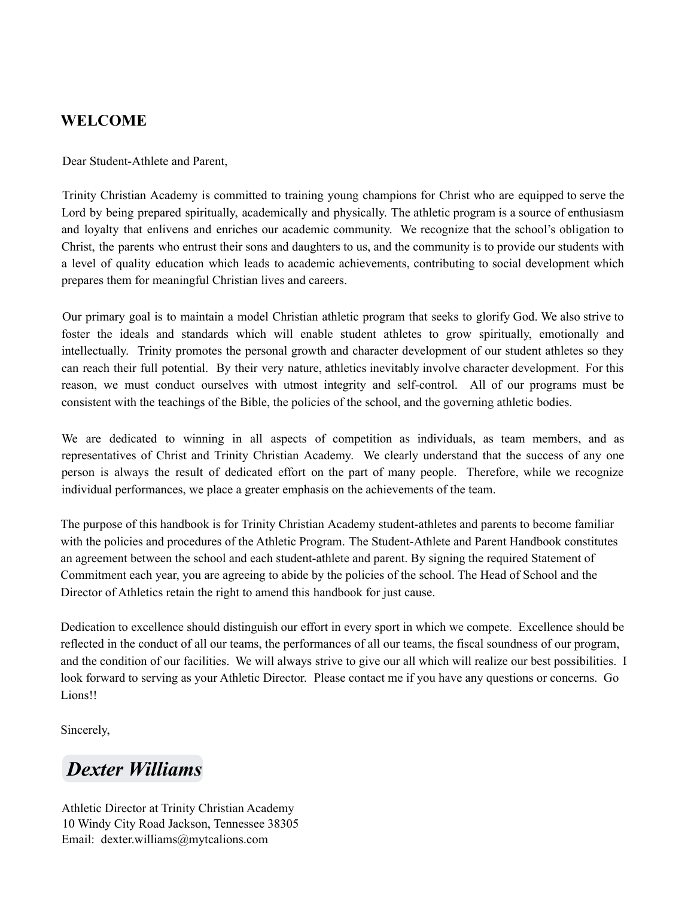## WELCOME

Dear Student-Athlete and Parent,

Trinity Christian Academy is committed to training young champions for Christ who are equipped to serve the Lord by being prepared spiritually, academically and physically. The athletic program is a source of enthusiasm and loyalty that enlivens and enriches our academic community. We recognize that the school's obligation to Christ, the parents who entrust their sons and daughters to us, and the community is to provide our students with a level of quality education which leads to academic achievements, contributing to social development which prepares them for meaningful Christian lives and careers.

Our primary goal is to maintain a model Christian athletic program that seeks to glorify God. We also strive to foster the ideals and standards which will enable student athletes to grow spiritually, emotionally and intellectually. Trinity promotes the personal growth and character development of our student athletes so they can reach their full potential. By their very nature, athletics inevitably involve character development. For this reason, we must conduct ourselves with utmost integrity and self-control. All of our programs must be consistent with the teachings of the Bible, the policies of the school, and the governing athletic bodies.

We are dedicated to winning in all aspects of competition as individuals, as team members, and as representatives of Christ and Trinity Christian Academy. We clearly understand that the success of any one person is always the result of dedicated effort on the part of many people. Therefore, while we recognize individual performances, we place a greater emphasis on the achievements of the team.

The purpose of this handbook is for Trinity Christian Academy student-athletes and parents to become familiar with the policies and procedures of the Athletic Program. The Student-Athlete and Parent Handbook constitutes an agreement between the school and each student-athlete and parent. By signing the required Statement of Commitment each year, you are agreeing to abide by the policies of the school. The Head of School and the Director of Athletics retain the right to amend this handbook for just cause.

Dedication to excellence should distinguish our effort in every sport in which we compete. Excellence should be reflected in the conduct of all our teams, the performances of all our teams, the fiscal soundness of our program, and the condition of our facilities. We will always strive to give our all which will realize our best possibilities. I look forward to serving as your Athletic Director. Please contact me if you have any questions or concerns. Go Lions!!

Sincerely,

***Dexter Williams***

Athletic Director at Trinity Christian Academy
10 Windy City Road Jackson, Tennessee 38305
Email: dexter.williams@mytcalions.com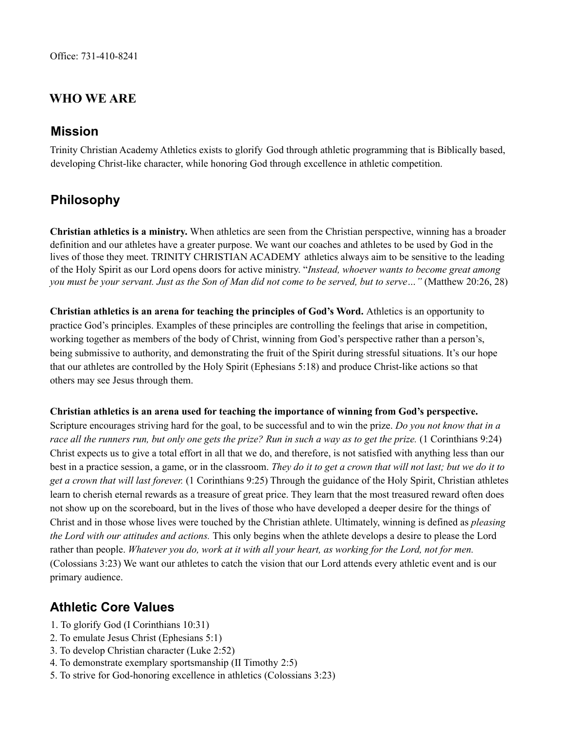Office: 731-410-8241

# WHO WE ARE

## Mission

Trinity Christian Academy Athletics exists to glorify God through athletic programming that is Biblically based, developing Christ-like character, while honoring God through excellence in athletic competition.

## Philosophy

**Christian athletics is a ministry.** When athletics are seen from the Christian perspective, winning has a broader definition and our athletes have a greater purpose. We want our coaches and athletes to be used by God in the lives of those they meet. TRINITY CHRISTIAN ACADEMY athletics always aim to be sensitive to the leading of the Holy Spirit as our Lord opens doors for active ministry. "*Instead, whoever wants to become great among you must be your servant. Just as the Son of Man did not come to be served, but to serve…"* (Matthew 20:26, 28)

**Christian athletics is an arena for teaching the principles of God's Word.** Athletics is an opportunity to practice God's principles. Examples of these principles are controlling the feelings that arise in competition, working together as members of the body of Christ, winning from God's perspective rather than a person's, being submissive to authority, and demonstrating the fruit of the Spirit during stressful situations. It's our hope that our athletes are controlled by the Holy Spirit (Ephesians 5:18) and produce Christ-like actions so that others may see Jesus through them.

**Christian athletics is an arena used for teaching the importance of winning from God's perspective.** Scripture encourages striving hard for the goal, to be successful and to win the prize. *Do you not know that in a race all the runners run, but only one gets the prize? Run in such a way as to get the prize.* (1 Corinthians 9:24) Christ expects us to give a total effort in all that we do, and therefore, is not satisfied with anything less than our best in a practice session, a game, or in the classroom. *They do it to get a crown that will not last; but we do it to get a crown that will last forever.* (1 Corinthians 9:25) Through the guidance of the Holy Spirit, Christian athletes learn to cherish eternal rewards as a treasure of great price. They learn that the most treasured reward often does not show up on the scoreboard, but in the lives of those who have developed a deeper desire for the things of Christ and in those whose lives were touched by the Christian athlete. Ultimately, winning is defined as *pleasing the Lord with our attitudes and actions.* This only begins when the athlete develops a desire to please the Lord rather than people. *Whatever you do, work at it with all your heart, as working for the Lord, not for men.* (Colossians 3:23) We want our athletes to catch the vision that our Lord attends every athletic event and is our primary audience.

## Athletic Core Values

1. To glorify God (I Corinthians 10:31)
2. To emulate Jesus Christ (Ephesians 5:1)
3. To develop Christian character (Luke 2:52)
4. To demonstrate exemplary sportsmanship (II Timothy 2:5)
5. To strive for God-honoring excellence in athletics (Colossians 3:23)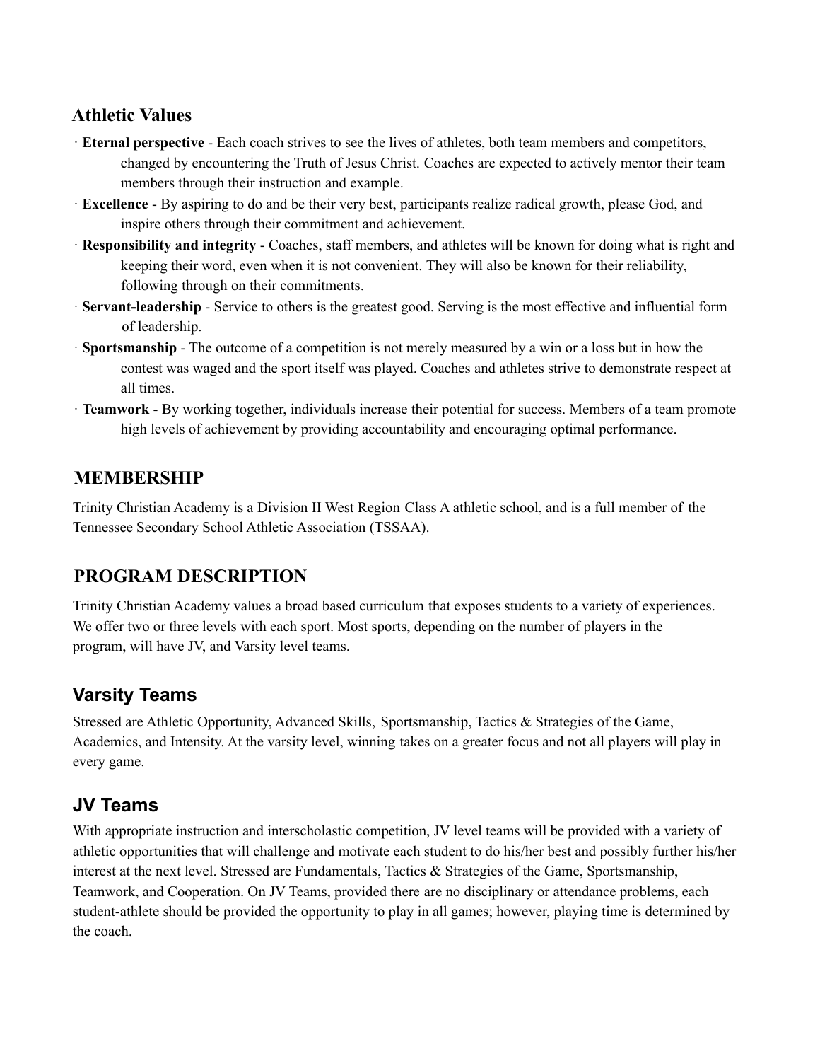## Athletic Values

- **Eternal perspective** - Each coach strives to see the lives of athletes, both team members and competitors, changed by encountering the Truth of Jesus Christ. Coaches are expected to actively mentor their team members through their instruction and example.
- **Excellence** - By aspiring to do and be their very best, participants realize radical growth, please God, and inspire others through their commitment and achievement.
- **Responsibility and integrity** - Coaches, staff members, and athletes will be known for doing what is right and keeping their word, even when it is not convenient. They will also be known for their reliability, following through on their commitments.
- **Servant-leadership** - Service to others is the greatest good. Serving is the most effective and influential form of leadership.
- **Sportsmanship** - The outcome of a competition is not merely measured by a win or a loss but in how the contest was waged and the sport itself was played. Coaches and athletes strive to demonstrate respect at all times.
- **Teamwork** - By working together, individuals increase their potential for success. Members of a team promote high levels of achievement by providing accountability and encouraging optimal performance.

## MEMBERSHIP

Trinity Christian Academy is a Division II West Region Class A athletic school, and is a full member of the Tennessee Secondary School Athletic Association (TSSAA).

## PROGRAM DESCRIPTION

Trinity Christian Academy values a broad based curriculum that exposes students to a variety of experiences. We offer two or three levels with each sport. Most sports, depending on the number of players in the program, will have JV, and Varsity level teams.

## Varsity Teams

Stressed are Athletic Opportunity, Advanced Skills, Sportsmanship, Tactics & Strategies of the Game, Academics, and Intensity. At the varsity level, winning takes on a greater focus and not all players will play in every game.

## JV Teams

With appropriate instruction and interscholastic competition, JV level teams will be provided with a variety of athletic opportunities that will challenge and motivate each student to do his/her best and possibly further his/her interest at the next level. Stressed are Fundamentals, Tactics & Strategies of the Game, Sportsmanship, Teamwork, and Cooperation. On JV Teams, provided there are no disciplinary or attendance problems, each student-athlete should be provided the opportunity to play in all games; however, playing time is determined by the coach.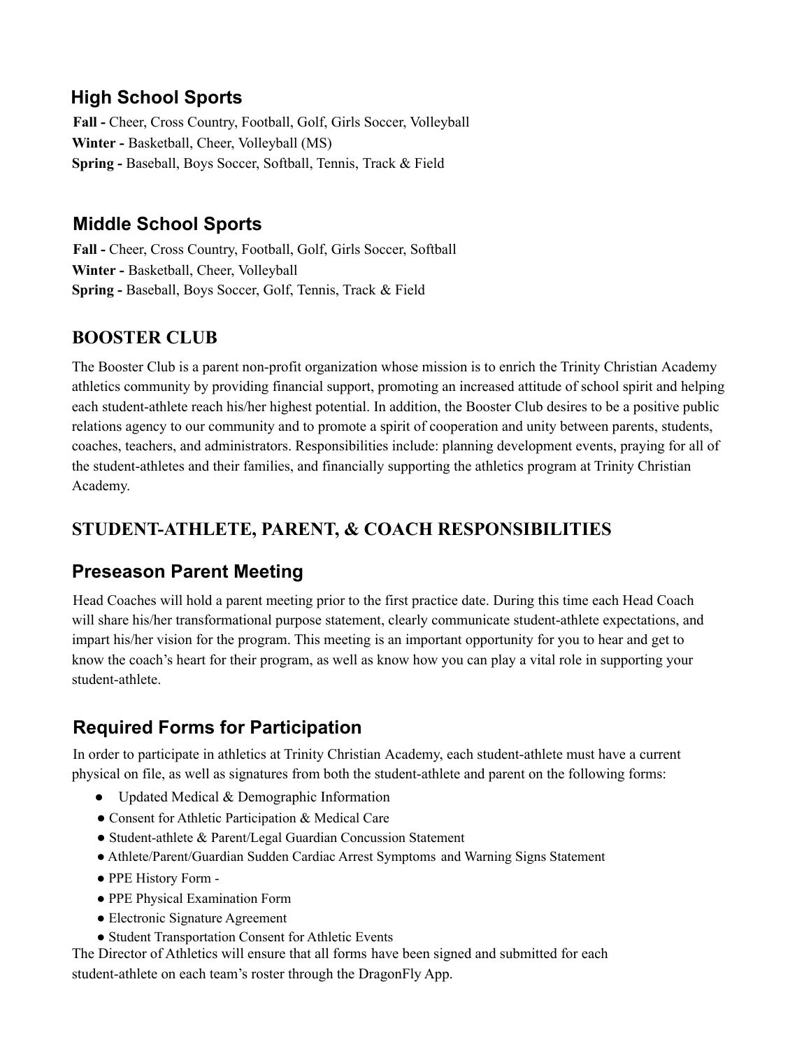### High School Sports

**Fall -** Cheer, Cross Country, Football, Golf, Girls Soccer, Volleyball
**Winter -** Basketball, Cheer, Volleyball (MS)
**Spring -** Baseball, Boys Soccer, Softball, Tennis, Track & Field

### Middle School Sports

**Fall -** Cheer, Cross Country, Football, Golf, Girls Soccer, Softball
**Winter -** Basketball, Cheer, Volleyball
**Spring -** Baseball, Boys Soccer, Golf, Tennis, Track & Field

## BOOSTER CLUB

The Booster Club is a parent non-profit organization whose mission is to enrich the Trinity Christian Academy athletics community by providing financial support, promoting an increased attitude of school spirit and helping each student-athlete reach his/her highest potential. In addition, the Booster Club desires to be a positive public relations agency to our community and to promote a spirit of cooperation and unity between parents, students, coaches, teachers, and administrators. Responsibilities include: planning development events, praying for all of the student-athletes and their families, and financially supporting the athletics program at Trinity Christian Academy.

## STUDENT-ATHLETE, PARENT, & COACH RESPONSIBILITIES

### Preseason Parent Meeting

Head Coaches will hold a parent meeting prior to the first practice date. During this time each Head Coach will share his/her transformational purpose statement, clearly communicate student-athlete expectations, and impart his/her vision for the program. This meeting is an important opportunity for you to hear and get to know the coach's heart for their program, as well as know how you can play a vital role in supporting your student-athlete.

### Required Forms for Participation

In order to participate in athletics at Trinity Christian Academy, each student-athlete must have a current physical on file, as well as signatures from both the student-athlete and parent on the following forms:

- Updated Medical & Demographic Information
- Consent for Athletic Participation & Medical Care
- Student-athlete & Parent/Legal Guardian Concussion Statement
- Athlete/Parent/Guardian Sudden Cardiac Arrest Symptoms and Warning Signs Statement
- PPE History Form -
- PPE Physical Examination Form
- Electronic Signature Agreement
- Student Transportation Consent for Athletic Events

The Director of Athletics will ensure that all forms have been signed and submitted for each student-athlete on each team's roster through the DragonFly App.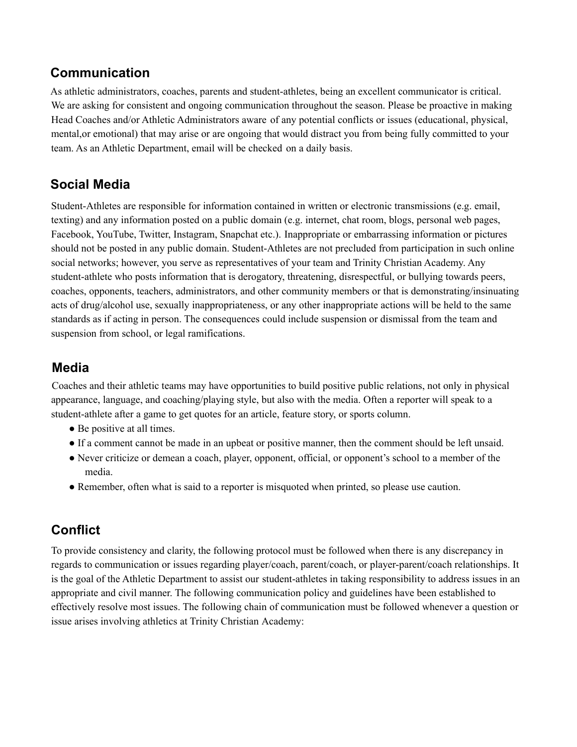## Communication

As athletic administrators, coaches, parents and student-athletes, being an excellent communicator is critical. We are asking for consistent and ongoing communication throughout the season. Please be proactive in making Head Coaches and/or Athletic Administrators aware of any potential conflicts or issues (educational, physical, mental,or emotional) that may arise or are ongoing that would distract you from being fully committed to your team. As an Athletic Department, email will be checked on a daily basis.

## Social Media

Student-Athletes are responsible for information contained in written or electronic transmissions (e.g. email, texting) and any information posted on a public domain (e.g. internet, chat room, blogs, personal web pages, Facebook, YouTube, Twitter, Instagram, Snapchat etc.). Inappropriate or embarrassing information or pictures should not be posted in any public domain. Student-Athletes are not precluded from participation in such online social networks; however, you serve as representatives of your team and Trinity Christian Academy. Any student-athlete who posts information that is derogatory, threatening, disrespectful, or bullying towards peers, coaches, opponents, teachers, administrators, and other community members or that is demonstrating/insinuating acts of drug/alcohol use, sexually inappropriateness, or any other inappropriate actions will be held to the same standards as if acting in person. The consequences could include suspension or dismissal from the team and suspension from school, or legal ramifications.

## Media

Coaches and their athletic teams may have opportunities to build positive public relations, not only in physical appearance, language, and coaching/playing style, but also with the media. Often a reporter will speak to a student-athlete after a game to get quotes for an article, feature story, or sports column.

- Be positive at all times.
- If a comment cannot be made in an upbeat or positive manner, then the comment should be left unsaid.
- Never criticize or demean a coach, player, opponent, official, or opponent's school to a member of the media.
- Remember, often what is said to a reporter is misquoted when printed, so please use caution.

## Conflict

To provide consistency and clarity, the following protocol must be followed when there is any discrepancy in regards to communication or issues regarding player/coach, parent/coach, or player-parent/coach relationships. It is the goal of the Athletic Department to assist our student-athletes in taking responsibility to address issues in an appropriate and civil manner. The following communication policy and guidelines have been established to effectively resolve most issues. The following chain of communication must be followed whenever a question or issue arises involving athletics at Trinity Christian Academy: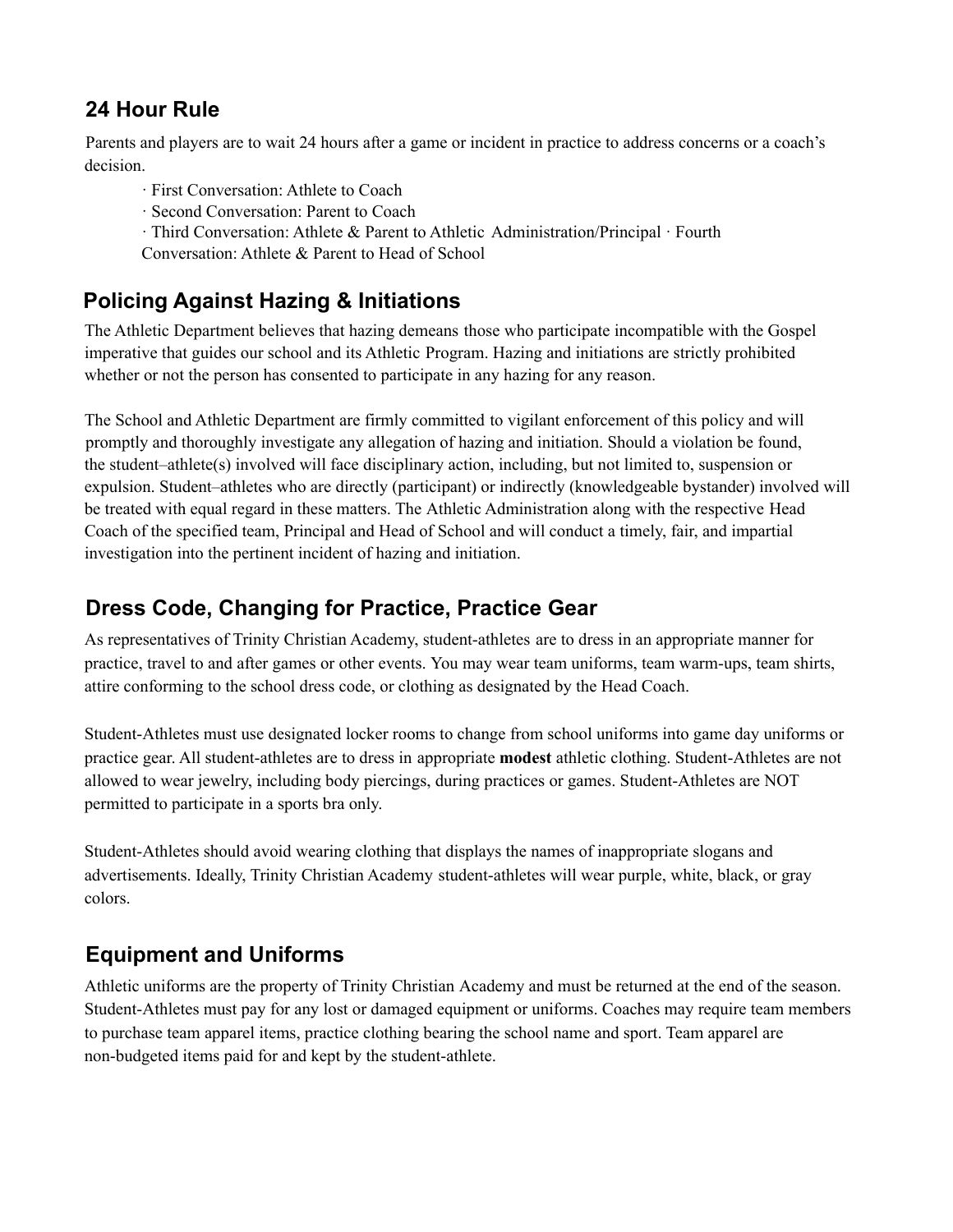## 24 Hour Rule

Parents and players are to wait 24 hours after a game or incident in practice to address concerns or a coach's decision.

- · First Conversation: Athlete to Coach
- · Second Conversation: Parent to Coach
- · Third Conversation: Athlete & Parent to Athletic Administration/Principal · Fourth Conversation: Athlete & Parent to Head of School

## Policing Against Hazing & Initiations

The Athletic Department believes that hazing demeans those who participate incompatible with the Gospel imperative that guides our school and its Athletic Program. Hazing and initiations are strictly prohibited whether or not the person has consented to participate in any hazing for any reason.

The School and Athletic Department are firmly committed to vigilant enforcement of this policy and will promptly and thoroughly investigate any allegation of hazing and initiation. Should a violation be found, the student–athlete(s) involved will face disciplinary action, including, but not limited to, suspension or expulsion. Student–athletes who are directly (participant) or indirectly (knowledgeable bystander) involved will be treated with equal regard in these matters. The Athletic Administration along with the respective Head Coach of the specified team, Principal and Head of School and will conduct a timely, fair, and impartial investigation into the pertinent incident of hazing and initiation.

## Dress Code, Changing for Practice, Practice Gear

As representatives of Trinity Christian Academy, student-athletes are to dress in an appropriate manner for practice, travel to and after games or other events. You may wear team uniforms, team warm-ups, team shirts, attire conforming to the school dress code, or clothing as designated by the Head Coach.

Student-Athletes must use designated locker rooms to change from school uniforms into game day uniforms or practice gear. All student-athletes are to dress in appropriate **modest** athletic clothing. Student-Athletes are not allowed to wear jewelry, including body piercings, during practices or games. Student-Athletes are NOT permitted to participate in a sports bra only.

Student-Athletes should avoid wearing clothing that displays the names of inappropriate slogans and advertisements. Ideally, Trinity Christian Academy student-athletes will wear purple, white, black, or gray colors.

## Equipment and Uniforms

Athletic uniforms are the property of Trinity Christian Academy and must be returned at the end of the season. Student-Athletes must pay for any lost or damaged equipment or uniforms. Coaches may require team members to purchase team apparel items, practice clothing bearing the school name and sport. Team apparel are non-budgeted items paid for and kept by the student-athlete.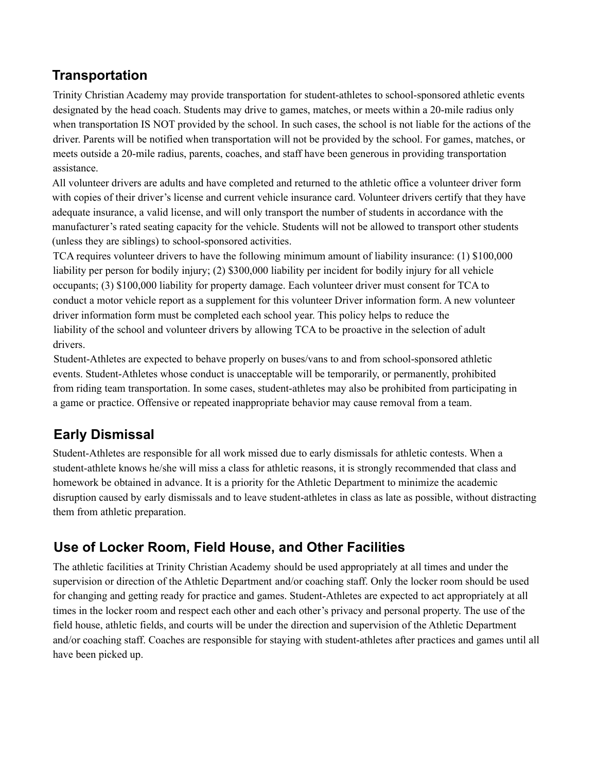## Transportation

Trinity Christian Academy may provide transportation for student-athletes to school-sponsored athletic events designated by the head coach. Students may drive to games, matches, or meets within a 20-mile radius only when transportation IS NOT provided by the school. In such cases, the school is not liable for the actions of the driver. Parents will be notified when transportation will not be provided by the school. For games, matches, or meets outside a 20-mile radius, parents, coaches, and staff have been generous in providing transportation assistance.

All volunteer drivers are adults and have completed and returned to the athletic office a volunteer driver form with copies of their driver's license and current vehicle insurance card. Volunteer drivers certify that they have adequate insurance, a valid license, and will only transport the number of students in accordance with the manufacturer's rated seating capacity for the vehicle. Students will not be allowed to transport other students (unless they are siblings) to school-sponsored activities.

TCA requires volunteer drivers to have the following minimum amount of liability insurance: (1) $100,000 liability per person for bodily injury; (2) $300,000 liability per incident for bodily injury for all vehicle occupants; (3) $100,000 liability for property damage. Each volunteer driver must consent for TCA to conduct a motor vehicle report as a supplement for this volunteer Driver information form. A new volunteer driver information form must be completed each school year. This policy helps to reduce the liability of the school and volunteer drivers by allowing TCA to be proactive in the selection of adult drivers.

Student-Athletes are expected to behave properly on buses/vans to and from school-sponsored athletic events. Student-Athletes whose conduct is unacceptable will be temporarily, or permanently, prohibited from riding team transportation. In some cases, student-athletes may also be prohibited from participating in a game or practice. Offensive or repeated inappropriate behavior may cause removal from a team.

## Early Dismissal

Student-Athletes are responsible for all work missed due to early dismissals for athletic contests. When a student-athlete knows he/she will miss a class for athletic reasons, it is strongly recommended that class and homework be obtained in advance. It is a priority for the Athletic Department to minimize the academic disruption caused by early dismissals and to leave student-athletes in class as late as possible, without distracting them from athletic preparation.

## Use of Locker Room, Field House, and Other Facilities

The athletic facilities at Trinity Christian Academy should be used appropriately at all times and under the supervision or direction of the Athletic Department and/or coaching staff. Only the locker room should be used for changing and getting ready for practice and games. Student-Athletes are expected to act appropriately at all times in the locker room and respect each other and each other's privacy and personal property. The use of the field house, athletic fields, and courts will be under the direction and supervision of the Athletic Department and/or coaching staff. Coaches are responsible for staying with student-athletes after practices and games until all have been picked up.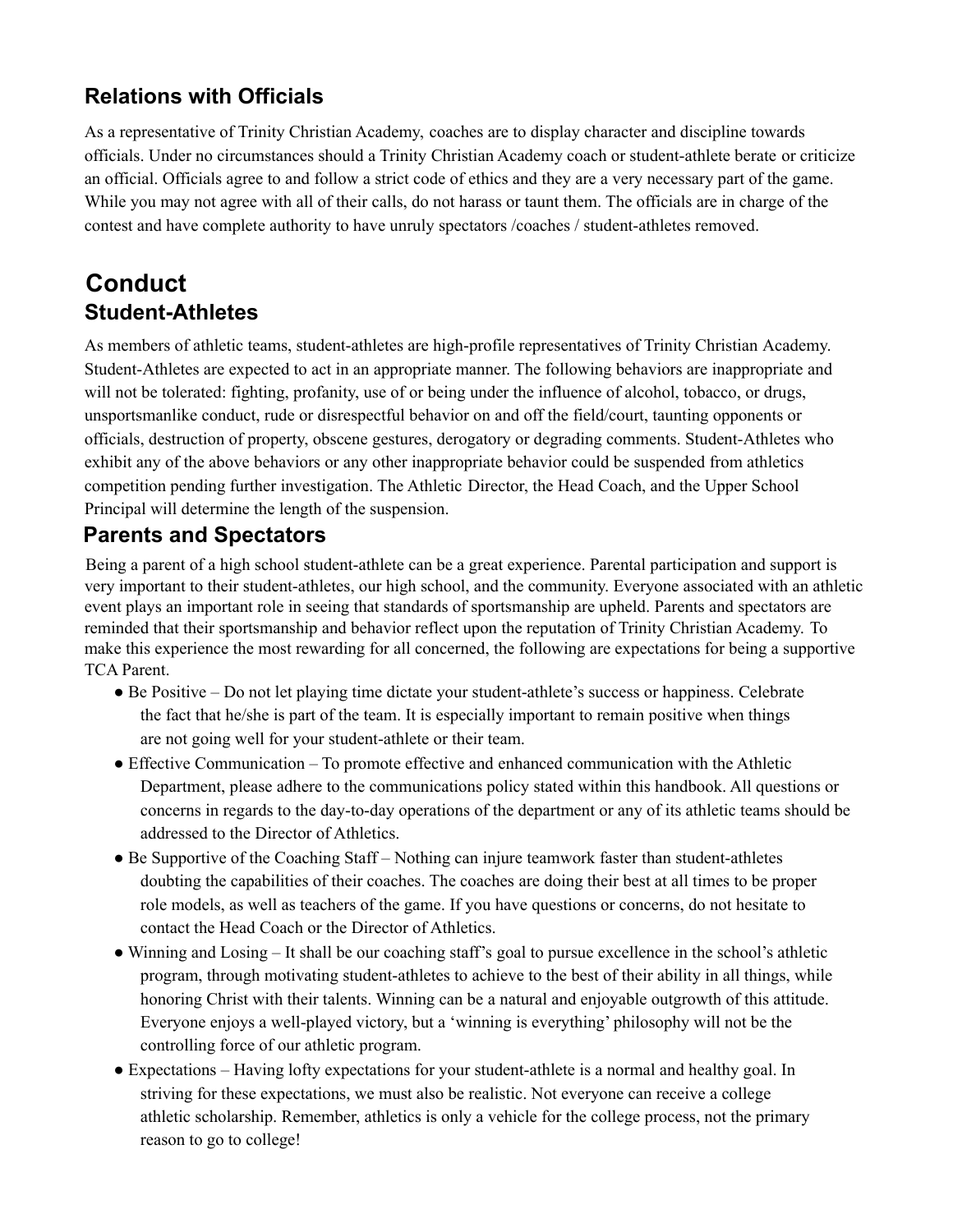## Relations with Officials

As a representative of Trinity Christian Academy, coaches are to display character and discipline towards officials. Under no circumstances should a Trinity Christian Academy coach or student-athlete berate or criticize an official. Officials agree to and follow a strict code of ethics and they are a very necessary part of the game. While you may not agree with all of their calls, do not harass or taunt them. The officials are in charge of the contest and have complete authority to have unruly spectators /coaches / student-athletes removed.

# Conduct

## Student-Athletes

As members of athletic teams, student-athletes are high-profile representatives of Trinity Christian Academy. Student-Athletes are expected to act in an appropriate manner. The following behaviors are inappropriate and will not be tolerated: fighting, profanity, use of or being under the influence of alcohol, tobacco, or drugs, unsportsmanlike conduct, rude or disrespectful behavior on and off the field/court, taunting opponents or officials, destruction of property, obscene gestures, derogatory or degrading comments. Student-Athletes who exhibit any of the above behaviors or any other inappropriate behavior could be suspended from athletics competition pending further investigation. The Athletic Director, the Head Coach, and the Upper School Principal will determine the length of the suspension.

## Parents and Spectators

Being a parent of a high school student-athlete can be a great experience. Parental participation and support is very important to their student-athletes, our high school, and the community. Everyone associated with an athletic event plays an important role in seeing that standards of sportsmanship are upheld. Parents and spectators are reminded that their sportsmanship and behavior reflect upon the reputation of Trinity Christian Academy. To make this experience the most rewarding for all concerned, the following are expectations for being a supportive TCA Parent.

- Be Positive – Do not let playing time dictate your student-athlete's success or happiness. Celebrate the fact that he/she is part of the team. It is especially important to remain positive when things are not going well for your student-athlete or their team.
- Effective Communication – To promote effective and enhanced communication with the Athletic Department, please adhere to the communications policy stated within this handbook. All questions or concerns in regards to the day-to-day operations of the department or any of its athletic teams should be addressed to the Director of Athletics.
- Be Supportive of the Coaching Staff – Nothing can injure teamwork faster than student-athletes doubting the capabilities of their coaches. The coaches are doing their best at all times to be proper role models, as well as teachers of the game. If you have questions or concerns, do not hesitate to contact the Head Coach or the Director of Athletics.
- Winning and Losing – It shall be our coaching staff's goal to pursue excellence in the school's athletic program, through motivating student-athletes to achieve to the best of their ability in all things, while honoring Christ with their talents. Winning can be a natural and enjoyable outgrowth of this attitude. Everyone enjoys a well-played victory, but a 'winning is everything' philosophy will not be the controlling force of our athletic program.
- Expectations – Having lofty expectations for your student-athlete is a normal and healthy goal. In striving for these expectations, we must also be realistic. Not everyone can receive a college athletic scholarship. Remember, athletics is only a vehicle for the college process, not the primary reason to go to college!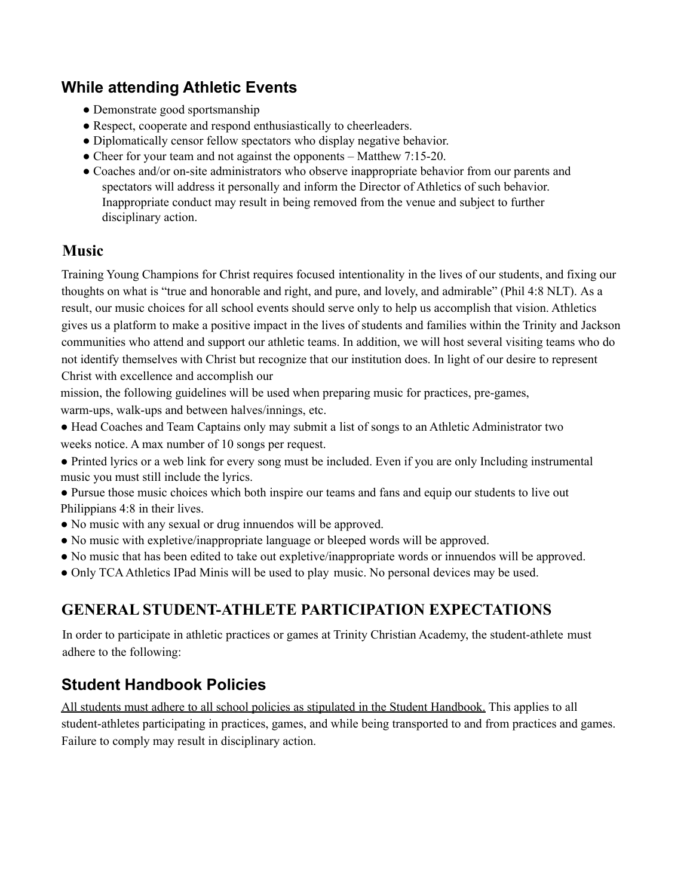## While attending Athletic Events

- Demonstrate good sportsmanship
- Respect, cooperate and respond enthusiastically to cheerleaders.
- Diplomatically censor fellow spectators who display negative behavior.
- Cheer for your team and not against the opponents – Matthew 7:15-20.
- Coaches and/or on-site administrators who observe inappropriate behavior from our parents and spectators will address it personally and inform the Director of Athletics of such behavior. Inappropriate conduct may result in being removed from the venue and subject to further disciplinary action.

## Music

Training Young Champions for Christ requires focused intentionality in the lives of our students, and fixing our thoughts on what is "true and honorable and right, and pure, and lovely, and admirable" (Phil 4:8 NLT). As a result, our music choices for all school events should serve only to help us accomplish that vision. Athletics gives us a platform to make a positive impact in the lives of students and families within the Trinity and Jackson communities who attend and support our athletic teams. In addition, we will host several visiting teams who do not identify themselves with Christ but recognize that our institution does. In light of our desire to represent Christ with excellence and accomplish our mission, the following guidelines will be used when preparing music for practices, pre-games, warm-ups, walk-ups and between halves/innings, etc.

- Head Coaches and Team Captains only may submit a list of songs to an Athletic Administrator two weeks notice. A max number of 10 songs per request.
- Printed lyrics or a web link for every song must be included. Even if you are only Including instrumental music you must still include the lyrics.
- Pursue those music choices which both inspire our teams and fans and equip our students to live out Philippians 4:8 in their lives.
- No music with any sexual or drug innuendos will be approved.
- No music with expletive/inappropriate language or bleeped words will be approved.
- No music that has been edited to take out expletive/inappropriate words or innuendos will be approved.
- Only TCA Athletics IPad Minis will be used to play music. No personal devices may be used.

## GENERAL STUDENT-ATHLETE PARTICIPATION EXPECTATIONS

In order to participate in athletic practices or games at Trinity Christian Academy, the student-athlete must adhere to the following:

## Student Handbook Policies

All students must adhere to all school policies as stipulated in the Student Handbook. This applies to all student-athletes participating in practices, games, and while being transported to and from practices and games. Failure to comply may result in disciplinary action.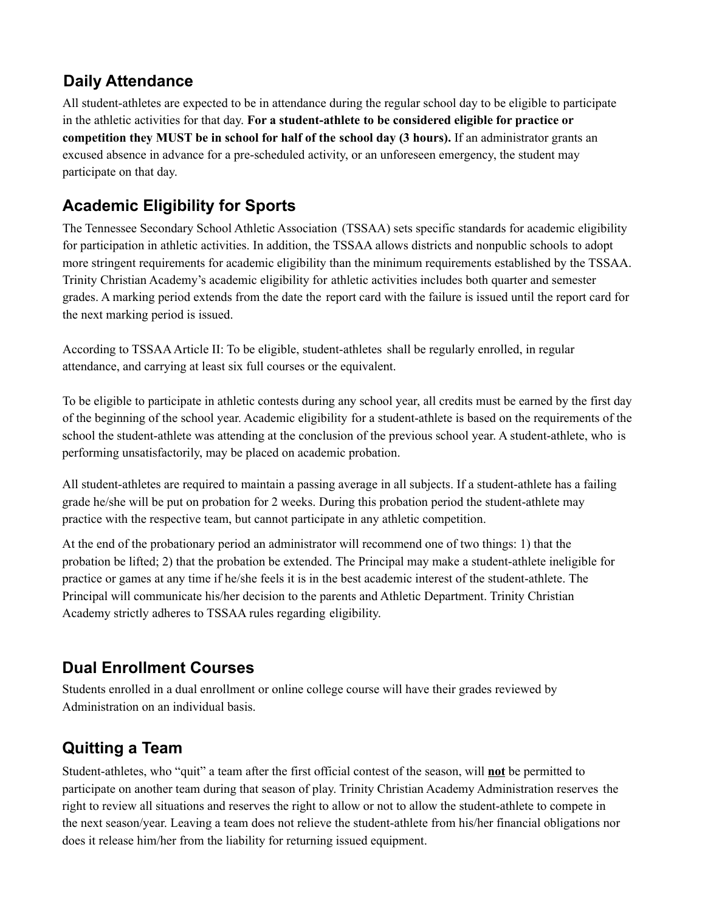## Daily Attendance

All student-athletes are expected to be in attendance during the regular school day to be eligible to participate in the athletic activities for that day. **For a student-athlete to be considered eligible for practice or competition they MUST be in school for half of the school day (3 hours).** If an administrator grants an excused absence in advance for a pre-scheduled activity, or an unforeseen emergency, the student may participate on that day.

## Academic Eligibility for Sports

The Tennessee Secondary School Athletic Association (TSSAA) sets specific standards for academic eligibility for participation in athletic activities. In addition, the TSSAA allows districts and nonpublic schools to adopt more stringent requirements for academic eligibility than the minimum requirements established by the TSSAA. Trinity Christian Academy's academic eligibility for athletic activities includes both quarter and semester grades. A marking period extends from the date the report card with the failure is issued until the report card for the next marking period is issued.

According to TSSAA Article II: To be eligible, student-athletes shall be regularly enrolled, in regular attendance, and carrying at least six full courses or the equivalent.

To be eligible to participate in athletic contests during any school year, all credits must be earned by the first day of the beginning of the school year. Academic eligibility for a student-athlete is based on the requirements of the school the student-athlete was attending at the conclusion of the previous school year. A student-athlete, who is performing unsatisfactorily, may be placed on academic probation.

All student-athletes are required to maintain a passing average in all subjects. If a student-athlete has a failing grade he/she will be put on probation for 2 weeks. During this probation period the student-athlete may practice with the respective team, but cannot participate in any athletic competition.

At the end of the probationary period an administrator will recommend one of two things: 1) that the probation be lifted; 2) that the probation be extended. The Principal may make a student-athlete ineligible for practice or games at any time if he/she feels it is in the best academic interest of the student-athlete. The Principal will communicate his/her decision to the parents and Athletic Department. Trinity Christian Academy strictly adheres to TSSAA rules regarding eligibility.

## Dual Enrollment Courses

Students enrolled in a dual enrollment or online college course will have their grades reviewed by Administration on an individual basis.

## Quitting a Team

Student-athletes, who "quit" a team after the first official contest of the season, will <u>**not**</u> be permitted to participate on another team during that season of play. Trinity Christian Academy Administration reserves the right to review all situations and reserves the right to allow or not to allow the student-athlete to compete in the next season/year. Leaving a team does not relieve the student-athlete from his/her financial obligations nor does it release him/her from the liability for returning issued equipment.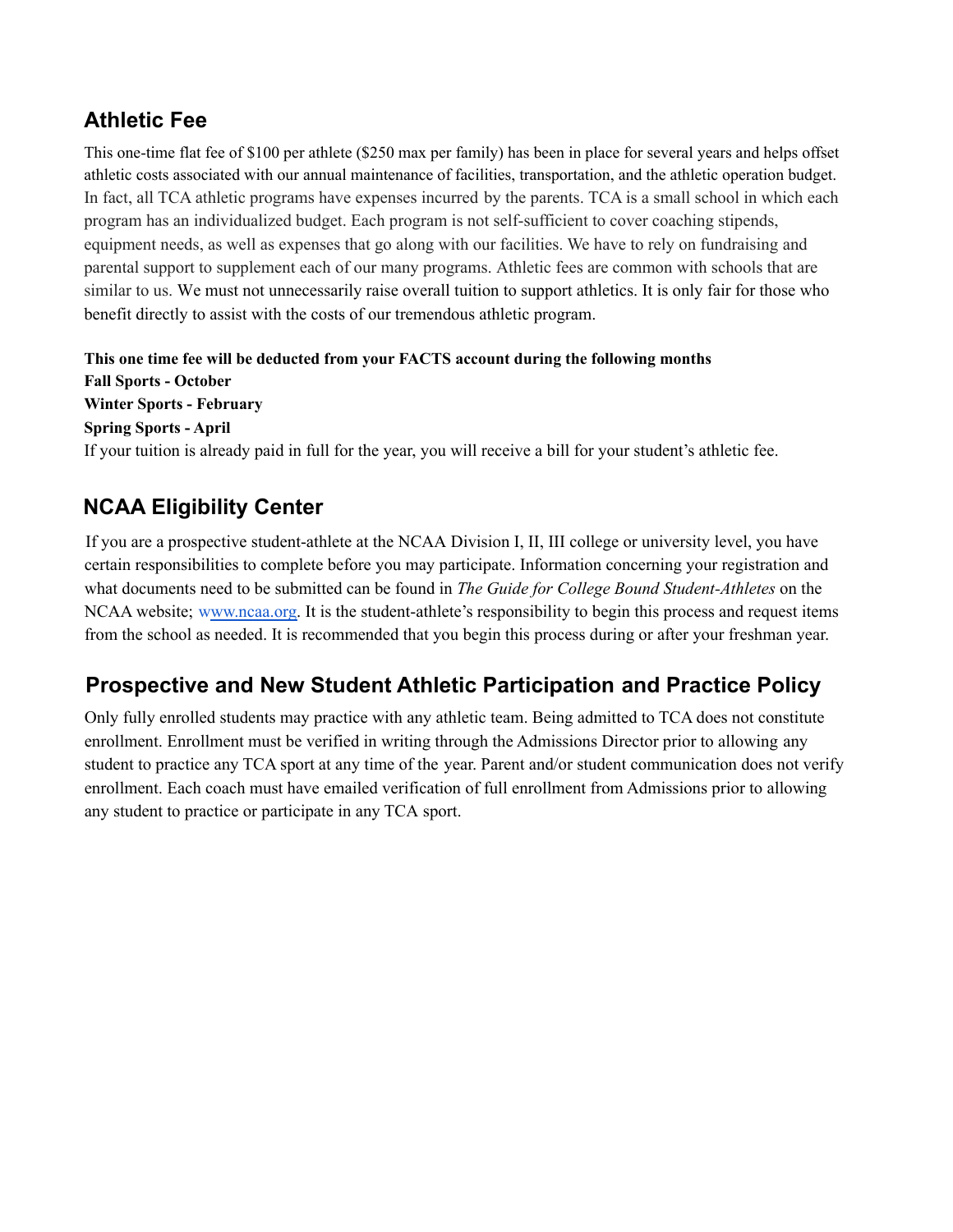## Athletic Fee

This one-time flat fee of $100 per athlete ($250 max per family) has been in place for several years and helps offset athletic costs associated with our annual maintenance of facilities, transportation, and the athletic operation budget. In fact, all TCA athletic programs have expenses incurred by the parents. TCA is a small school in which each program has an individualized budget. Each program is not self-sufficient to cover coaching stipends, equipment needs, as well as expenses that go along with our facilities. We have to rely on fundraising and parental support to supplement each of our many programs. Athletic fees are common with schools that are similar to us. We must not unnecessarily raise overall tuition to support athletics. It is only fair for those who benefit directly to assist with the costs of our tremendous athletic program.

**This one time fee will be deducted from your FACTS account during the following months**
**Fall Sports - October**
**Winter Sports - February**
**Spring Sports - April**
If your tuition is already paid in full for the year, you will receive a bill for your student's athletic fee.

## NCAA Eligibility Center

If you are a prospective student-athlete at the NCAA Division I, II, III college or university level, you have certain responsibilities to complete before you may participate. Information concerning your registration and what documents need to be submitted can be found in *The Guide for College Bound Student-Athletes* on the NCAA website; [www.ncaa.org](http://www.ncaa.org). It is the student-athlete's responsibility to begin this process and request items from the school as needed. It is recommended that you begin this process during or after your freshman year.

## Prospective and New Student Athletic Participation and Practice Policy

Only fully enrolled students may practice with any athletic team. Being admitted to TCA does not constitute enrollment. Enrollment must be verified in writing through the Admissions Director prior to allowing any student to practice any TCA sport at any time of the year. Parent and/or student communication does not verify enrollment. Each coach must have emailed verification of full enrollment from Admissions prior to allowing any student to practice or participate in any TCA sport.